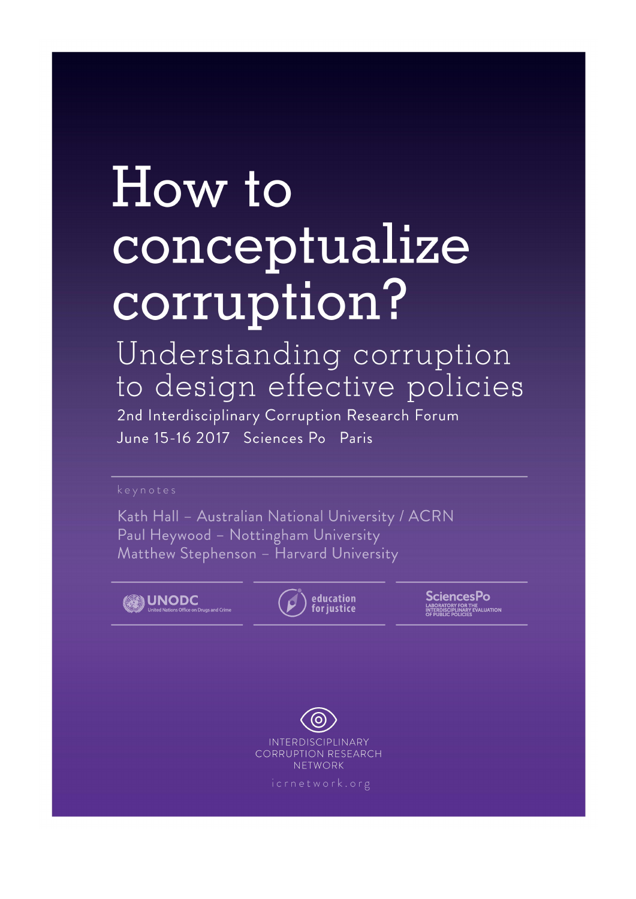# How to conceptualize corruption?

## Understanding corruption to design effective policies

2nd Interdisciplinary Corruption Research Forum

June 15-16 2017 Sciences Po Paris

keynotes

Kath Hall – Australian National University / ACRN
Paul Heywood – Nottingham University
Matthew Stephenson – Harvard University

UNODC United Nations Office on Drugs and Crime

education for justice

SciencesPo LABORATORY FOR THE INTERDISCIPLINARY EVALUATION OF PUBLIC POLICIES

INTERDISCIPLINARY CORRUPTION RESEARCH NETWORK

icrnetwork.org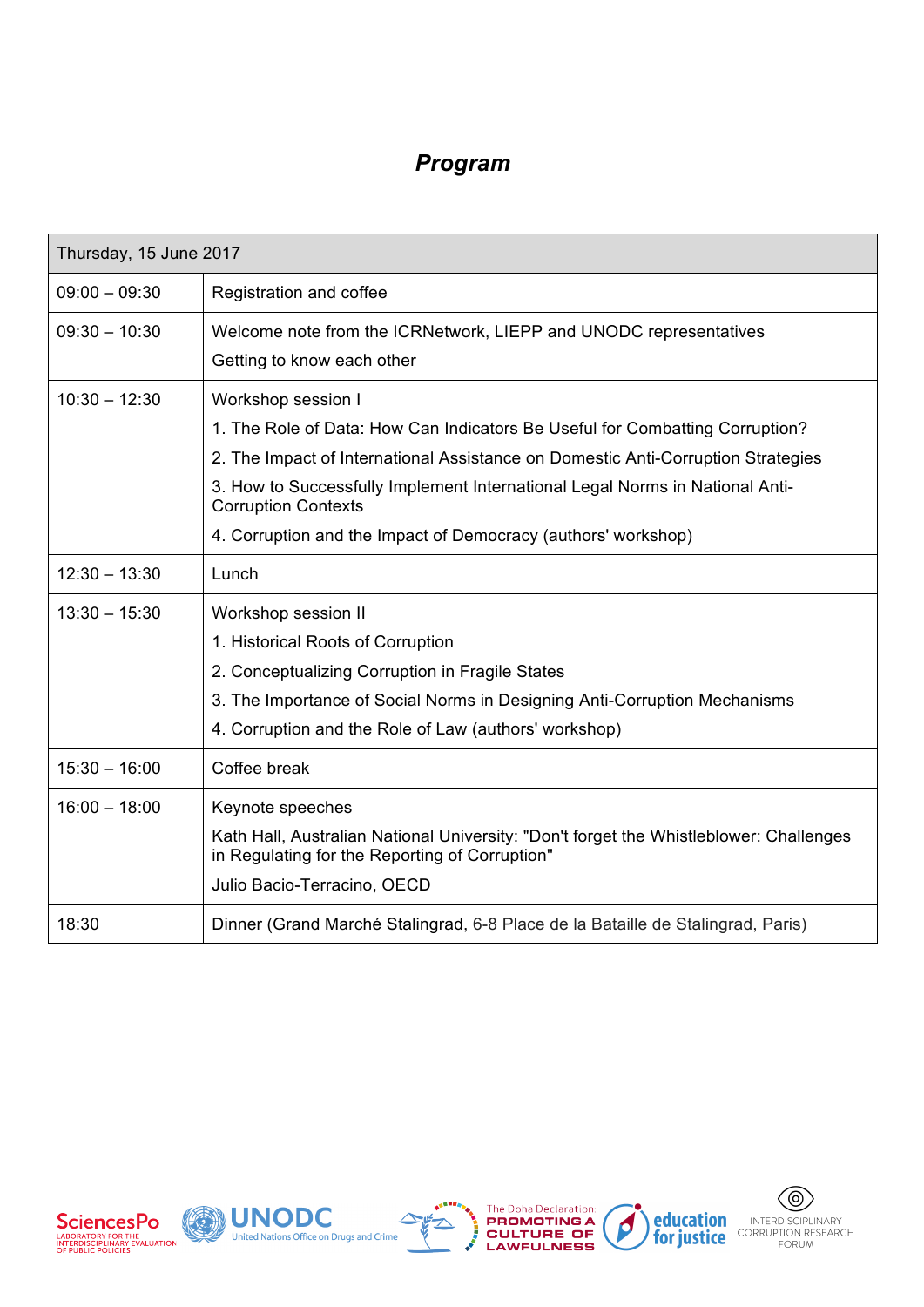## *Program*

| Thursday, 15 June 2017 | |
|---|---|
| 09:00 – 09:30 | Registration and coffee |
| 09:30 – 10:30 | Welcome note from the ICRNetwork, LIEPP and UNODC representatives<br>Getting to know each other |
| 10:30 – 12:30 | Workshop session I<br>1. The Role of Data: How Can Indicators Be Useful for Combatting Corruption?<br>2. The Impact of International Assistance on Domestic Anti-Corruption Strategies<br>3. How to Successfully Implement International Legal Norms in National Anti-Corruption Contexts<br>4. Corruption and the Impact of Democracy (authors' workshop) |
| 12:30 – 13:30 | Lunch |
| 13:30 – 15:30 | Workshop session II<br>1. Historical Roots of Corruption<br>2. Conceptualizing Corruption in Fragile States<br>3. The Importance of Social Norms in Designing Anti-Corruption Mechanisms<br>4. Corruption and the Role of Law (authors' workshop) |
| 15:30 – 16:00 | Coffee break |
| 16:00 – 18:00 | Keynote speeches<br>Kath Hall, Australian National University: "Don't forget the Whistleblower: Challenges in Regulating for the Reporting of Corruption"<br>Julio Bacio-Terracino, OECD |
| 18:30 | Dinner (Grand Marché Stalingrad, 6-8 Place de la Bataille de Stalingrad, Paris) |

SciencesPo LABORATORY FOR THE INTERDISCIPLINARY EVALUATION OF PUBLIC POLICIES UNODC United Nations Office on Drugs and Crime The Doha Declaration: PROMOTING A CULTURE OF LAWFULNESS education for justice INTERDISCIPLINARY CORRUPTION RESEARCH FORUM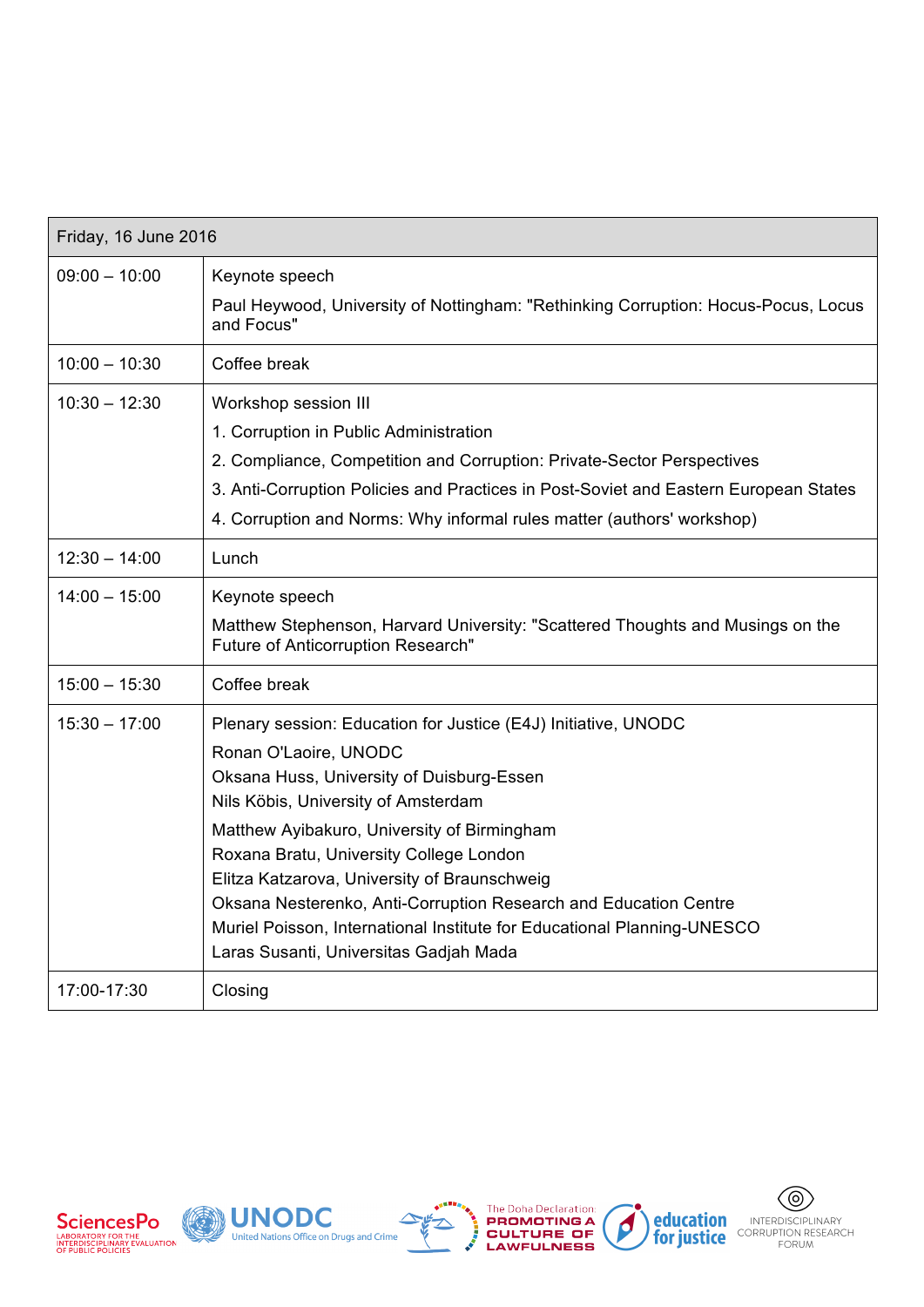| Friday, 16 June 2016 | |
|---|---|
| 09:00 – 10:00 | Keynote speech<br><br>Paul Heywood, University of Nottingham: "Rethinking Corruption: Hocus-Pocus, Locus and Focus" |
| 10:00 – 10:30 | Coffee break |
| 10:30 – 12:30 | Workshop session III<br><br>1. Corruption in Public Administration<br><br>2. Compliance, Competition and Corruption: Private-Sector Perspectives<br><br>3. Anti-Corruption Policies and Practices in Post-Soviet and Eastern European States<br><br>4. Corruption and Norms: Why informal rules matter (authors' workshop) |
| 12:30 – 14:00 | Lunch |
| 14:00 – 15:00 | Keynote speech<br><br>Matthew Stephenson, Harvard University: "Scattered Thoughts and Musings on the Future of Anticorruption Research" |
| 15:00 – 15:30 | Coffee break |
| 15:30 – 17:00 | Plenary session: Education for Justice (E4J) Initiative, UNODC<br><br>Ronan O'Laoire, UNODC<br>Oksana Huss, University of Duisburg-Essen<br>Nils Köbis, University of Amsterdam<br><br>Matthew Ayibakuro, University of Birmingham<br>Roxana Bratu, University College London<br>Elitza Katzarova, University of Braunschweig<br>Oksana Nesterenko, Anti-Corruption Research and Education Centre<br>Muriel Poisson, International Institute for Educational Planning-UNESCO<br>Laras Susanti, Universitas Gadjah Mada |
| 17:00-17:30 | Closing |

SciencesPo LABORATORY FOR THE INTERDISCIPLINARY EVALUATION OF PUBLIC POLICIES

UNODC United Nations Office on Drugs and Crime

The Doha Declaration: PROMOTING A CULTURE OF LAWFULNESS

education for justice

INTERDISCIPLINARY CORRUPTION RESEARCH FORUM